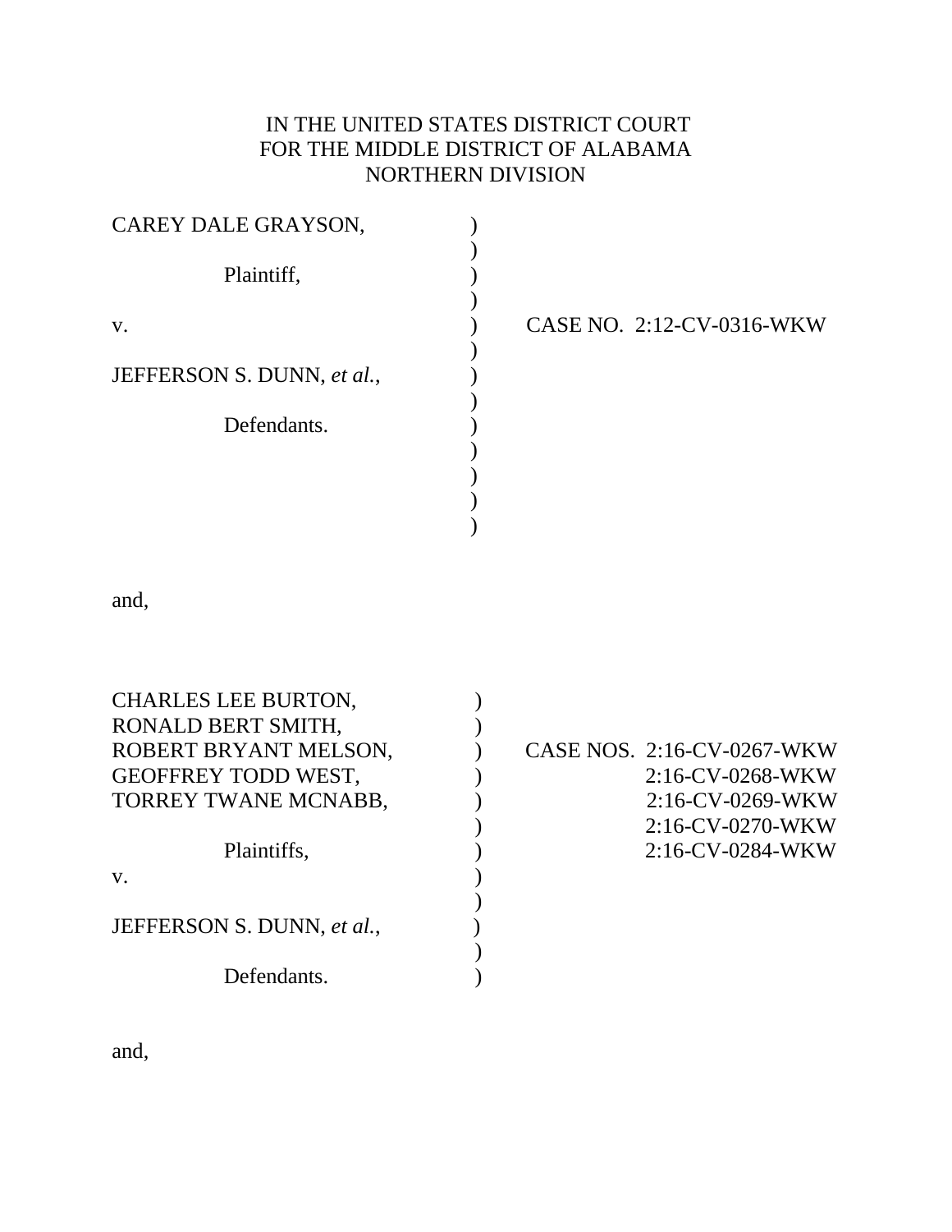IN THE UNITED STATES DISTRICT COURT
FOR THE MIDDLE DISTRICT OF ALABAMA
NORTHERN DIVISION

CAREY DALE GRAYSON,

Plaintiff,

v.

JEFFERSON S. DUNN, *et al.*,

Defendants.

CASE NO. 2:12-CV-0316-WKW

and,

CHARLES LEE BURTON,
RONALD BERT SMITH,
ROBERT BRYANT MELSON,
GEOFFREY TODD WEST,
TORREY TWANE MCNABB,

Plaintiffs,

v.

JEFFERSON S. DUNN, *et al.*,

Defendants.

CASE NOS. 2:16-CV-0267-WKW
2:16-CV-0268-WKW
2:16-CV-0269-WKW
2:16-CV-0270-WKW
2:16-CV-0284-WKW

and,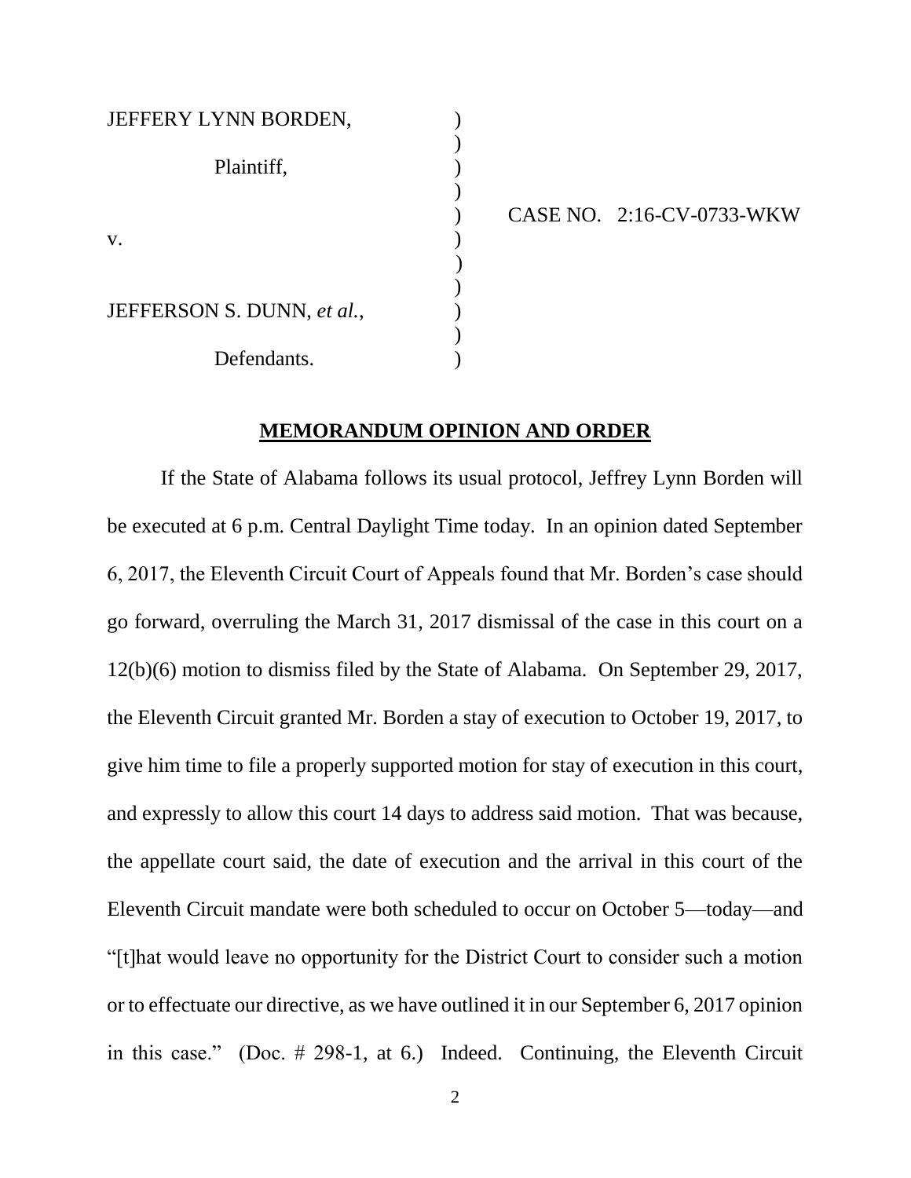| | | |
|---|---|---|
| JEFFERY LYNN BORDEN, | ) | |
| | ) | |
| Plaintiff, | ) | |
| | ) | |
| | ) | CASE NO. 2:16-CV-0733-WKW |
| v. | ) | |
| | ) | |
| | ) | |
| JEFFERSON S. DUNN, *et al.*, | ) | |
| | ) | |
| Defendants. | ) | |

## MEMORANDUM OPINION AND ORDER

If the State of Alabama follows its usual protocol, Jeffrey Lynn Borden will be executed at 6 p.m. Central Daylight Time today. In an opinion dated September 6, 2017, the Eleventh Circuit Court of Appeals found that Mr. Borden's case should go forward, overruling the March 31, 2017 dismissal of the case in this court on a 12(b)(6) motion to dismiss filed by the State of Alabama. On September 29, 2017, the Eleventh Circuit granted Mr. Borden a stay of execution to October 19, 2017, to give him time to file a properly supported motion for stay of execution in this court, and expressly to allow this court 14 days to address said motion. That was because, the appellate court said, the date of execution and the arrival in this court of the Eleventh Circuit mandate were both scheduled to occur on October 5—today—and "[t]hat would leave no opportunity for the District Court to consider such a motion or to effectuate our directive, as we have outlined it in our September 6, 2017 opinion in this case." (Doc. # 298-1, at 6.) Indeed. Continuing, the Eleventh Circuit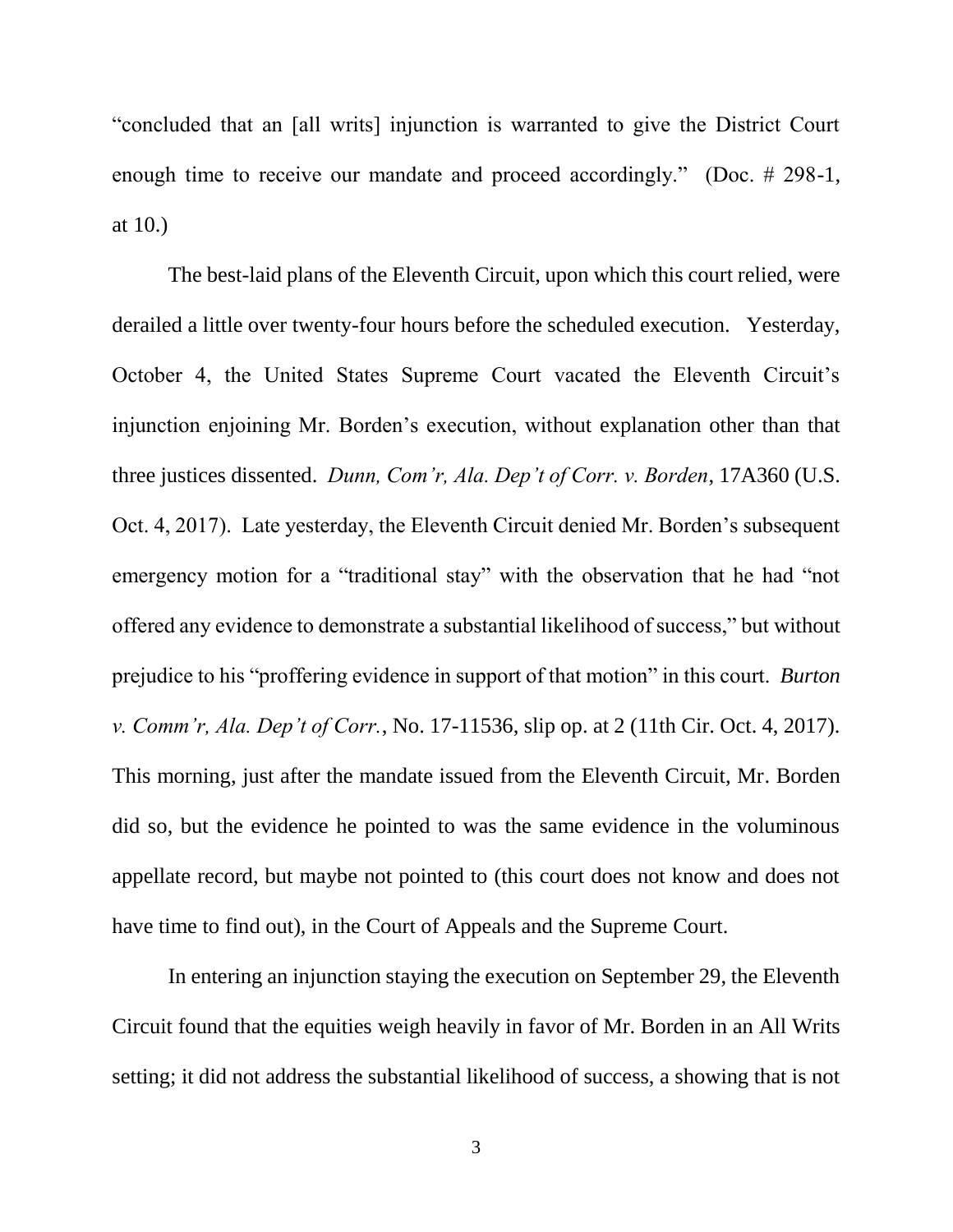"concluded that an [all writs] injunction is warranted to give the District Court enough time to receive our mandate and proceed accordingly." (Doc. # 298-1, at 10.)

The best-laid plans of the Eleventh Circuit, upon which this court relied, were derailed a little over twenty-four hours before the scheduled execution. Yesterday, October 4, the United States Supreme Court vacated the Eleventh Circuit's injunction enjoining Mr. Borden's execution, without explanation other than that three justices dissented. *Dunn, Com'r, Ala. Dep't of Corr. v. Borden*, 17A360 (U.S. Oct. 4, 2017). Late yesterday, the Eleventh Circuit denied Mr. Borden's subsequent emergency motion for a "traditional stay" with the observation that he had "not offered any evidence to demonstrate a substantial likelihood of success," but without prejudice to his "proffering evidence in support of that motion" in this court. *Burton v. Comm'r, Ala. Dep't of Corr.*, No. 17-11536, slip op. at 2 (11th Cir. Oct. 4, 2017). This morning, just after the mandate issued from the Eleventh Circuit, Mr. Borden did so, but the evidence he pointed to was the same evidence in the voluminous appellate record, but maybe not pointed to (this court does not know and does not have time to find out), in the Court of Appeals and the Supreme Court.

In entering an injunction staying the execution on September 29, the Eleventh Circuit found that the equities weigh heavily in favor of Mr. Borden in an All Writs setting; it did not address the substantial likelihood of success, a showing that is not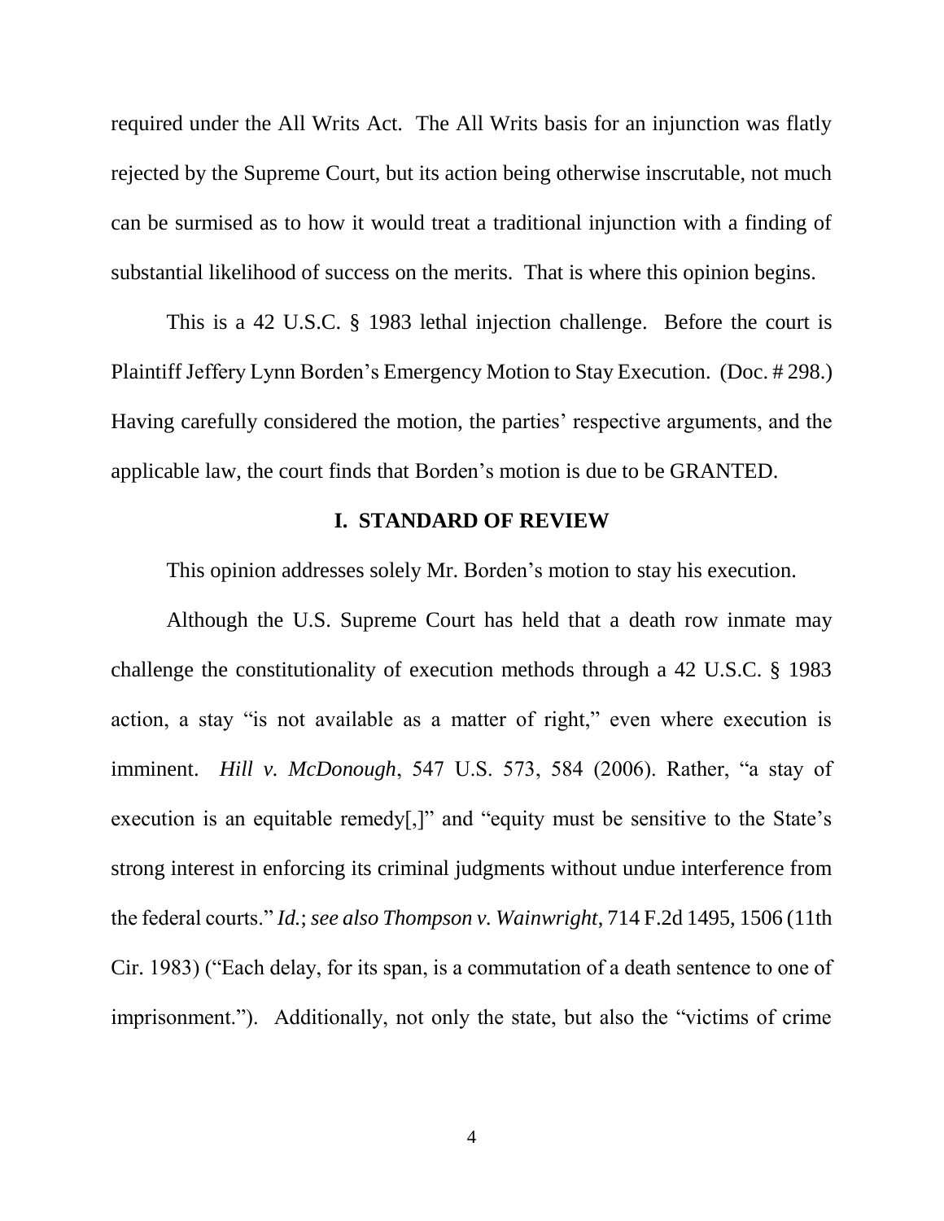required under the All Writs Act. The All Writs basis for an injunction was flatly rejected by the Supreme Court, but its action being otherwise inscrutable, not much can be surmised as to how it would treat a traditional injunction with a finding of substantial likelihood of success on the merits. That is where this opinion begins.

This is a 42 U.S.C. § 1983 lethal injection challenge. Before the court is Plaintiff Jeffery Lynn Borden's Emergency Motion to Stay Execution. (Doc. # 298.) Having carefully considered the motion, the parties' respective arguments, and the applicable law, the court finds that Borden's motion is due to be GRANTED.

## I. STANDARD OF REVIEW

This opinion addresses solely Mr. Borden's motion to stay his execution.

Although the U.S. Supreme Court has held that a death row inmate may challenge the constitutionality of execution methods through a 42 U.S.C. § 1983 action, a stay "is not available as a matter of right," even where execution is imminent. *Hill v. McDonough*, 547 U.S. 573, 584 (2006). Rather, "a stay of execution is an equitable remedy[,]" and "equity must be sensitive to the State's strong interest in enforcing its criminal judgments without undue interference from the federal courts." *Id.*; *see also Thompson v. Wainwright*, 714 F.2d 1495, 1506 (11th Cir. 1983) ("Each delay, for its span, is a commutation of a death sentence to one of imprisonment."). Additionally, not only the state, but also the "victims of crime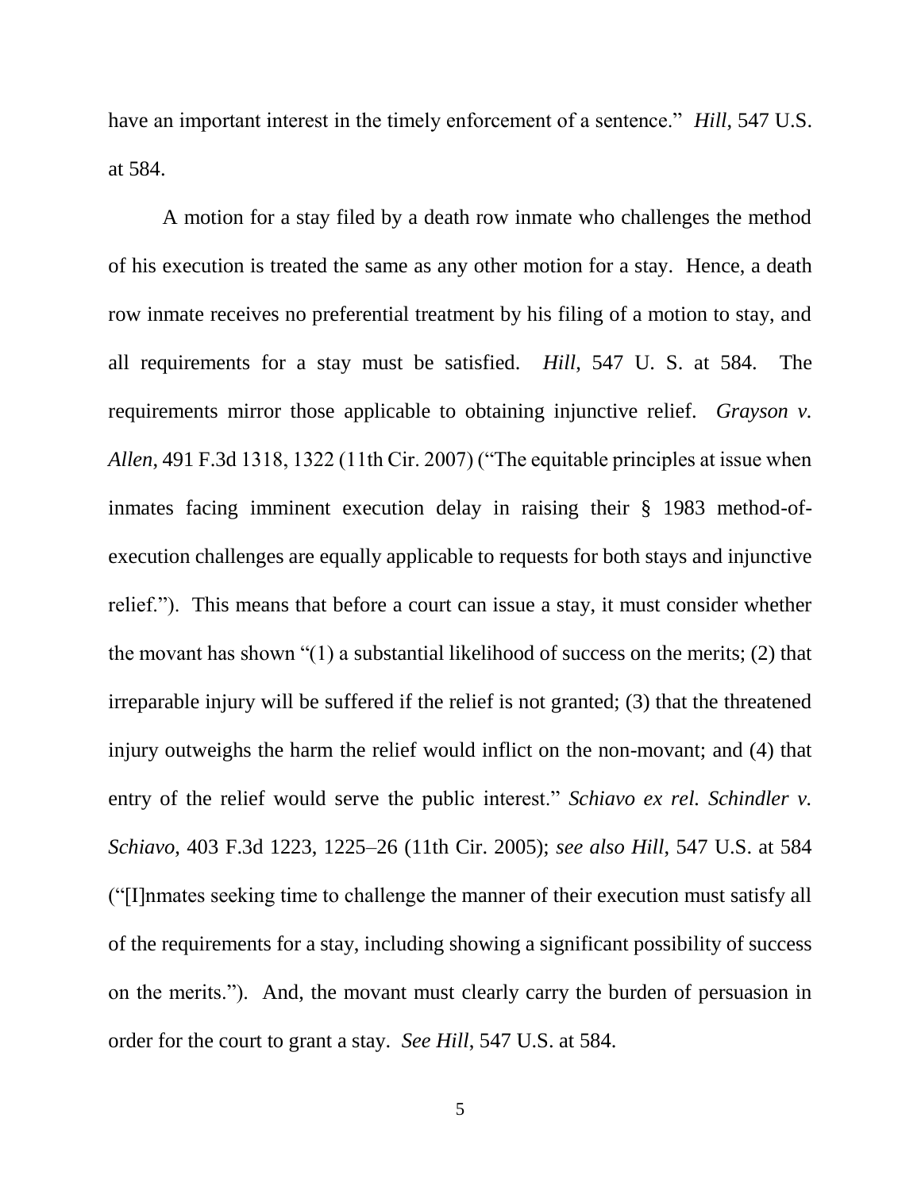have an important interest in the timely enforcement of a sentence." *Hill*, 547 U.S. at 584.

A motion for a stay filed by a death row inmate who challenges the method of his execution is treated the same as any other motion for a stay. Hence, a death row inmate receives no preferential treatment by his filing of a motion to stay, and all requirements for a stay must be satisfied. *Hill*, 547 U. S. at 584. The requirements mirror those applicable to obtaining injunctive relief. *Grayson v. Allen*, 491 F.3d 1318, 1322 (11th Cir. 2007) ("The equitable principles at issue when inmates facing imminent execution delay in raising their § 1983 method-of-execution challenges are equally applicable to requests for both stays and injunctive relief."). This means that before a court can issue a stay, it must consider whether the movant has shown "(1) a substantial likelihood of success on the merits; (2) that irreparable injury will be suffered if the relief is not granted; (3) that the threatened injury outweighs the harm the relief would inflict on the non-movant; and (4) that entry of the relief would serve the public interest." *Schiavo ex rel. Schindler v. Schiavo*, 403 F.3d 1223, 1225–26 (11th Cir. 2005); *see also Hill*, 547 U.S. at 584 ("[I]nmates seeking time to challenge the manner of their execution must satisfy all of the requirements for a stay, including showing a significant possibility of success on the merits."). And, the movant must clearly carry the burden of persuasion in order for the court to grant a stay. *See Hill*, 547 U.S. at 584.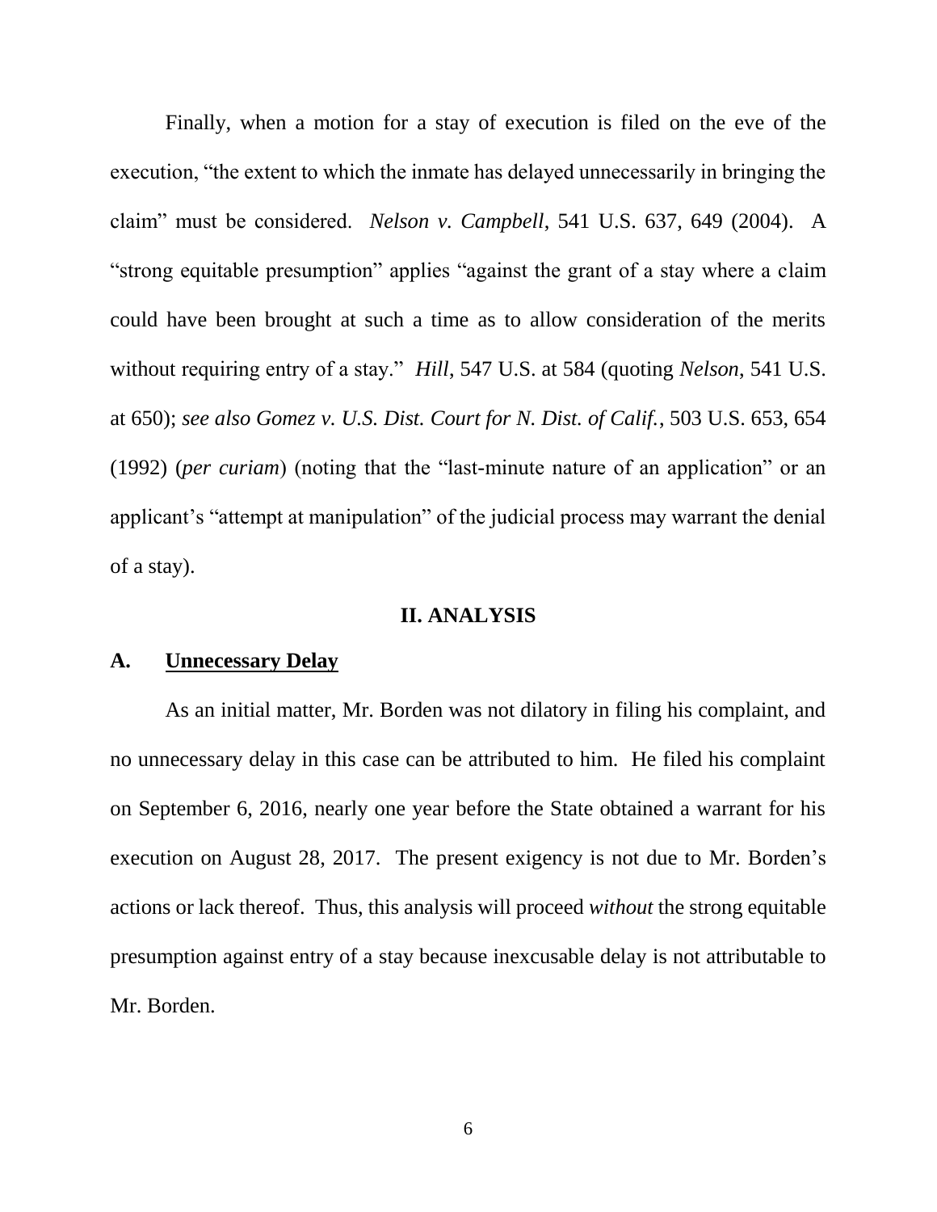Finally, when a motion for a stay of execution is filed on the eve of the execution, "the extent to which the inmate has delayed unnecessarily in bringing the claim" must be considered. *Nelson v. Campbell*, 541 U.S. 637, 649 (2004). A "strong equitable presumption" applies "against the grant of a stay where a claim could have been brought at such a time as to allow consideration of the merits without requiring entry of a stay." *Hill*, 547 U.S. at 584 (quoting *Nelson*, 541 U.S. at 650); *see also Gomez v. U.S. Dist. Court for N. Dist. of Calif.*, 503 U.S. 653, 654 (1992) (*per curiam*) (noting that the "last-minute nature of an application" or an applicant's "attempt at manipulation" of the judicial process may warrant the denial of a stay).

## II. ANALYSIS

### A. Unnecessary Delay

As an initial matter, Mr. Borden was not dilatory in filing his complaint, and no unnecessary delay in this case can be attributed to him. He filed his complaint on September 6, 2016, nearly one year before the State obtained a warrant for his execution on August 28, 2017. The present exigency is not due to Mr. Borden's actions or lack thereof. Thus, this analysis will proceed *without* the strong equitable presumption against entry of a stay because inexcusable delay is not attributable to Mr. Borden.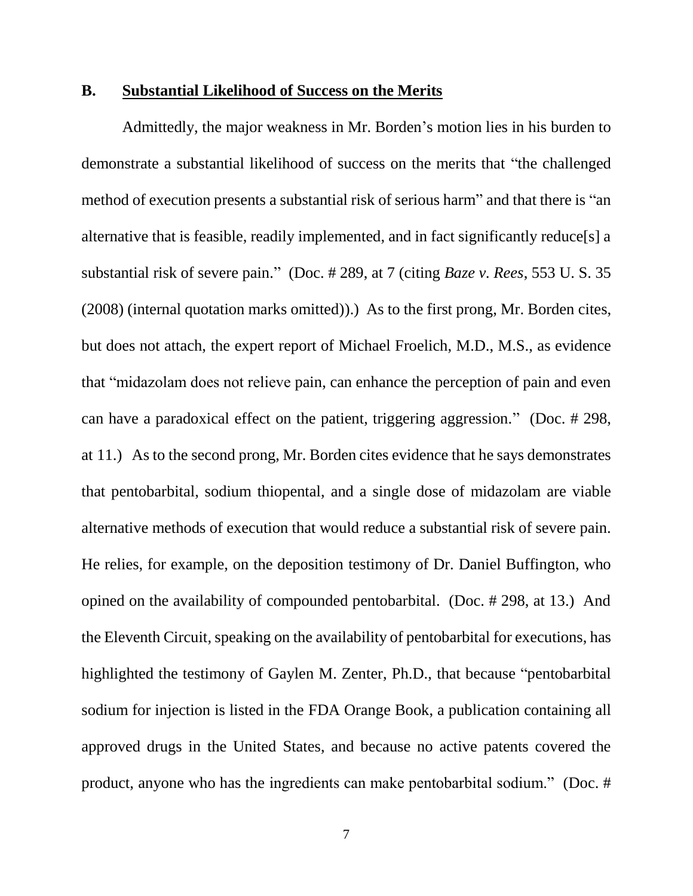### B. **Substantial Likelihood of Success on the Merits**

Admittedly, the major weakness in Mr. Borden's motion lies in his burden to demonstrate a substantial likelihood of success on the merits that "the challenged method of execution presents a substantial risk of serious harm" and that there is "an alternative that is feasible, readily implemented, and in fact significantly reduce[s] a substantial risk of severe pain." (Doc. # 289, at 7 (citing *Baze v. Rees*, 553 U. S. 35 (2008) (internal quotation marks omitted)).) As to the first prong, Mr. Borden cites, but does not attach, the expert report of Michael Froelich, M.D., M.S., as evidence that "midazolam does not relieve pain, can enhance the perception of pain and even can have a paradoxical effect on the patient, triggering aggression." (Doc. # 298, at 11.) As to the second prong, Mr. Borden cites evidence that he says demonstrates that pentobarbital, sodium thiopental, and a single dose of midazolam are viable alternative methods of execution that would reduce a substantial risk of severe pain. He relies, for example, on the deposition testimony of Dr. Daniel Buffington, who opined on the availability of compounded pentobarbital. (Doc. # 298, at 13.) And the Eleventh Circuit, speaking on the availability of pentobarbital for executions, has highlighted the testimony of Gaylen M. Zenter, Ph.D., that because "pentobarbital sodium for injection is listed in the FDA Orange Book, a publication containing all approved drugs in the United States, and because no active patents covered the product, anyone who has the ingredients can make pentobarbital sodium." (Doc. #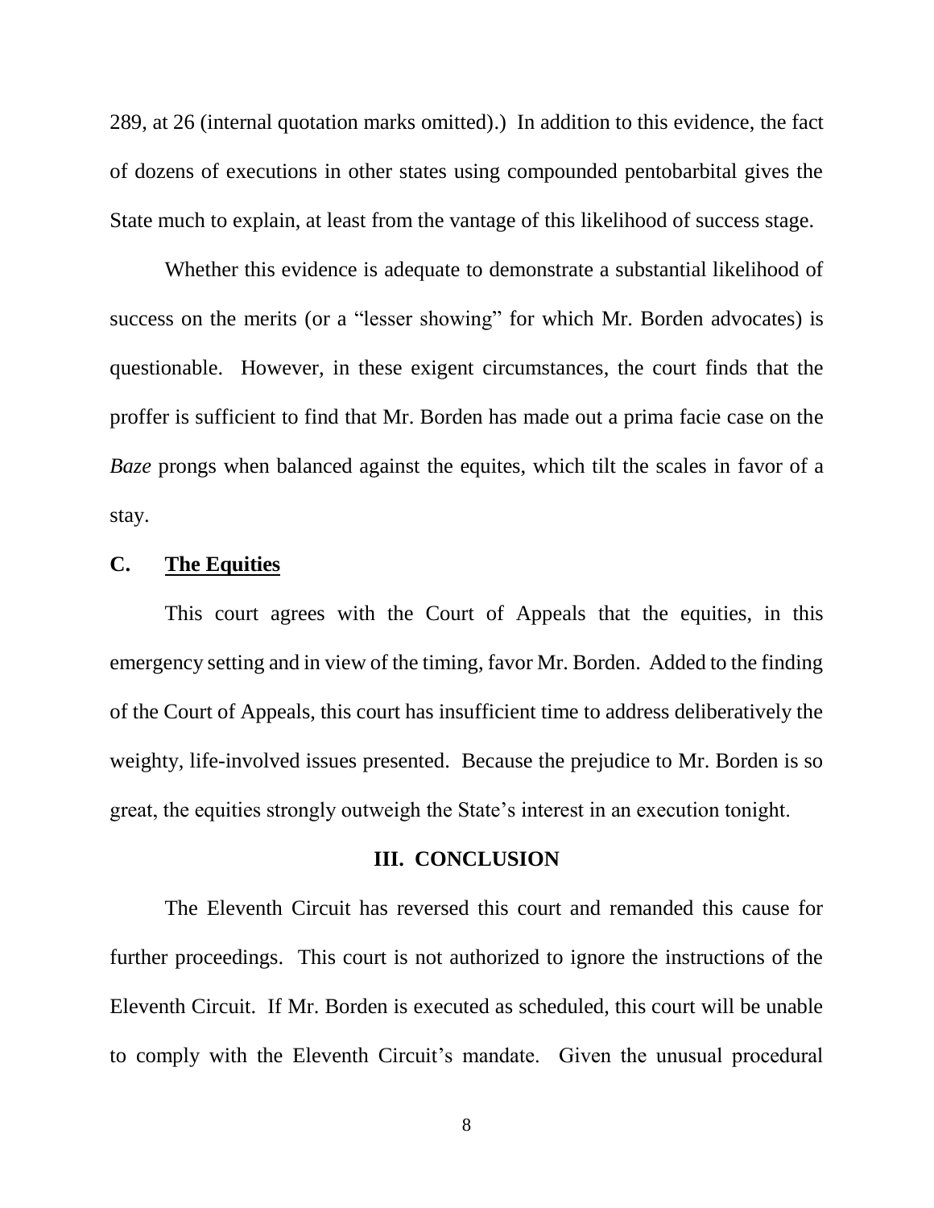289, at 26 (internal quotation marks omitted).) In addition to this evidence, the fact of dozens of executions in other states using compounded pentobarbital gives the State much to explain, at least from the vantage of this likelihood of success stage.

Whether this evidence is adequate to demonstrate a substantial likelihood of success on the merits (or a "lesser showing" for which Mr. Borden advocates) is questionable. However, in these exigent circumstances, the court finds that the proffer is sufficient to find that Mr. Borden has made out a prima facie case on the *Baze* prongs when balanced against the equites, which tilt the scales in favor of a stay.

### C. <u>The Equities</u>

This court agrees with the Court of Appeals that the equities, in this emergency setting and in view of the timing, favor Mr. Borden. Added to the finding of the Court of Appeals, this court has insufficient time to address deliberatively the weighty, life-involved issues presented. Because the prejudice to Mr. Borden is so great, the equities strongly outweigh the State's interest in an execution tonight.

## III. CONCLUSION

The Eleventh Circuit has reversed this court and remanded this cause for further proceedings. This court is not authorized to ignore the instructions of the Eleventh Circuit. If Mr. Borden is executed as scheduled, this court will be unable to comply with the Eleventh Circuit's mandate. Given the unusual procedural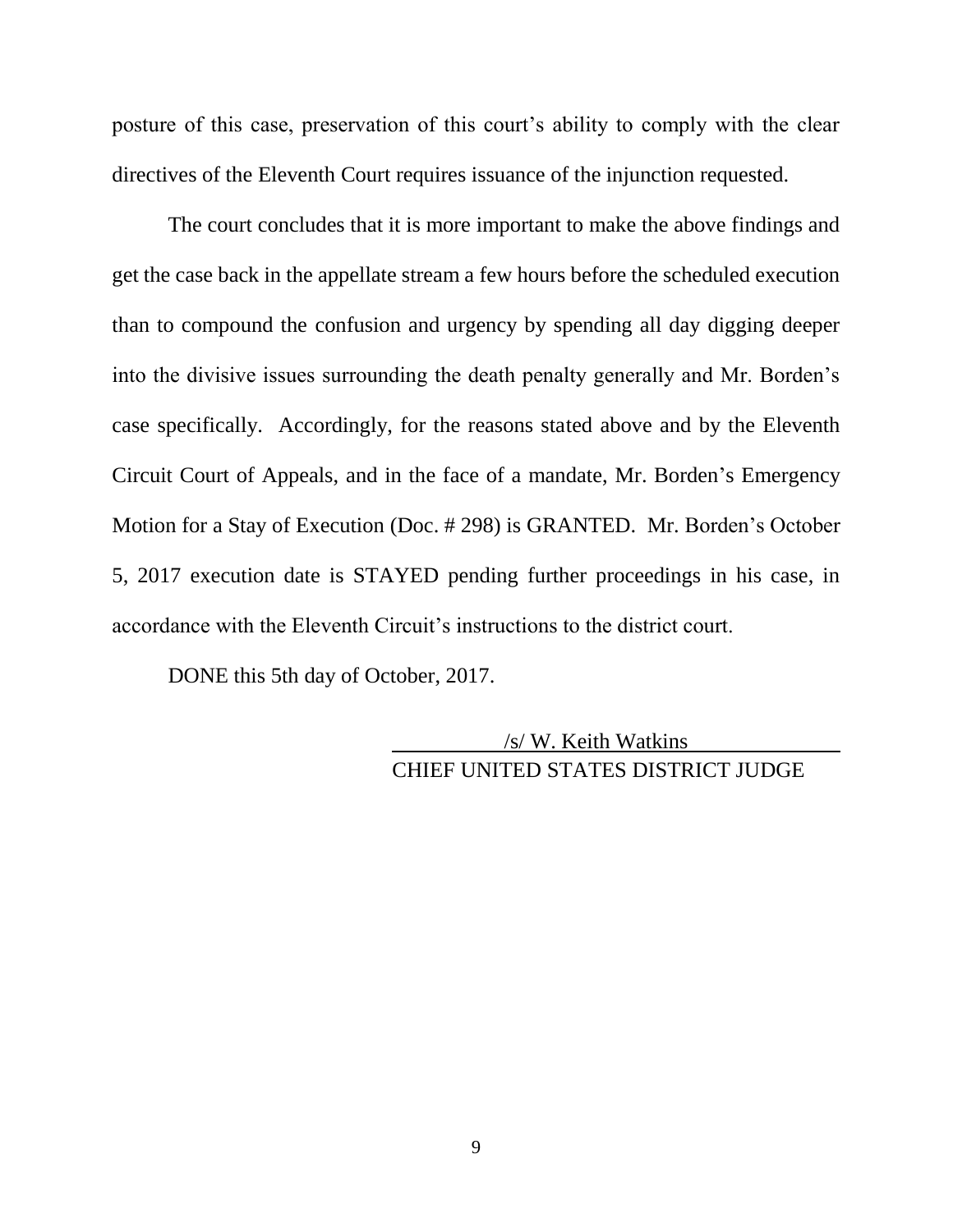posture of this case, preservation of this court's ability to comply with the clear directives of the Eleventh Court requires issuance of the injunction requested.

The court concludes that it is more important to make the above findings and get the case back in the appellate stream a few hours before the scheduled execution than to compound the confusion and urgency by spending all day digging deeper into the divisive issues surrounding the death penalty generally and Mr. Borden's case specifically. Accordingly, for the reasons stated above and by the Eleventh Circuit Court of Appeals, and in the face of a mandate, Mr. Borden's Emergency Motion for a Stay of Execution (Doc. # 298) is GRANTED. Mr. Borden's October 5, 2017 execution date is STAYED pending further proceedings in his case, in accordance with the Eleventh Circuit's instructions to the district court.

DONE this 5th day of October, 2017.

/s/ W. Keith Watkins
CHIEF UNITED STATES DISTRICT JUDGE